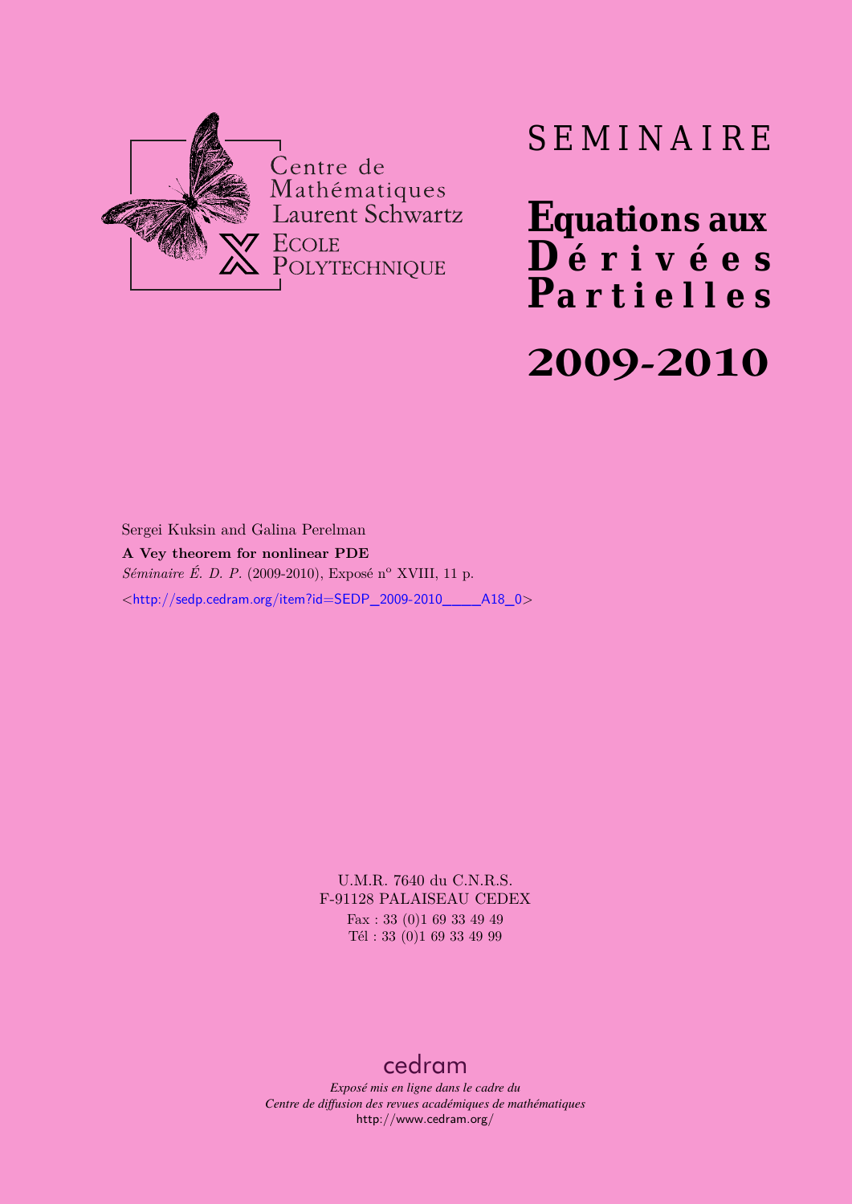Centre de Mathématiques Laurent Schwartz

ECOLE POLYTECHNIQUE

# SEMINAIRE

# Equations aux Dérivées Partielles

# 2009-2010

Sergei Kuksin and Galina Perelman

**A Vey theorem for nonlinear PDE**

*Séminaire É. D. P.* (2009-2010), Exposé n° XVIII, 11 p.

<http://sedp.cedram.org/item?id=SEDP_2009-2010____A18_0>

U.M.R. 7640 du C.N.R.S.
F-91128 PALAISEAU CEDEX
Fax : 33 (0)1 69 33 49 49
Tél : 33 (0)1 69 33 49 99

cedram

*Exposé mis en ligne dans le cadre du*
*Centre de diffusion des revues académiques de mathématiques*
http://www.cedram.org/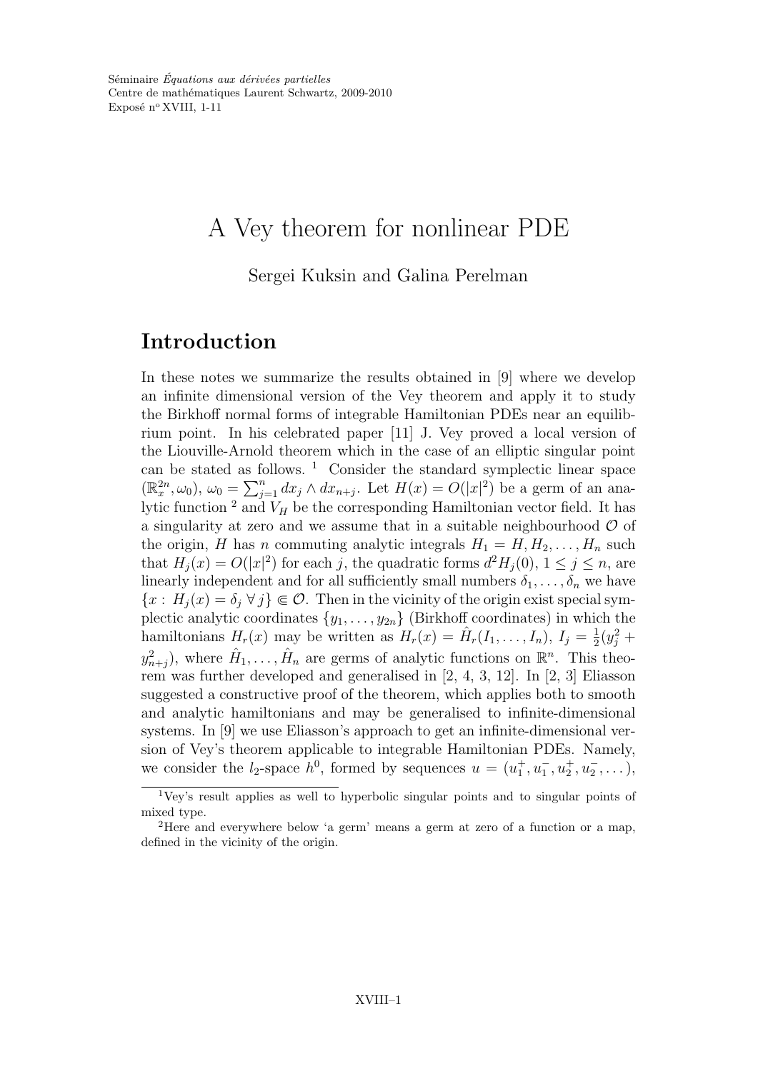Séminaire *Équations aux dérivées partielles*
Centre de mathématiques Laurent Schwartz, 2009-2010
Exposé n° XVIII, 1-11

# A Vey theorem for nonlinear PDE

Sergei Kuksin and Galina Perelman

## Introduction

In these notes we summarize the results obtained in [9] where we develop an infinite dimensional version of the Vey theorem and apply it to study the Birkhoff normal forms of integrable Hamiltonian PDEs near an equilibrium point. In his celebrated paper [11] J. Vey proved a local version of the Liouville-Arnold theorem which in the case of an elliptic singular point can be stated as follows. [1] Consider the standard symplectic linear space $(\mathbb{R}^{2n}_x, \omega_0)$, $\omega_0 = \sum_{j=1}^n dx_j \wedge dx_{n+j}$. Let $H(x) = O(|x|^2)$ be a germ of an analytic function [2] and $V_H$ be the corresponding Hamiltonian vector field. It has a singularity at zero and we assume that in a suitable neighbourhood $\mathcal{O}$ of the origin, $H$ has $n$ commuting analytic integrals $H_1 = H, H_2, \ldots, H_n$ such that $H_j(x) = O(|x|^2)$ for each $j$, the quadratic forms $d^2H_j(0)$, $1 \le j \le n$, are linearly independent and for all sufficiently small numbers $\delta_1, \ldots, \delta_n$ we have $\{x : H_j(x) = \delta_j \ \forall\, j\} \Subset \mathcal{O}$. Then in the vicinity of the origin exist special symplectic analytic coordinates $\{y_1, \ldots, y_{2n}\}$ (Birkhoff coordinates) in which the hamiltonians $H_r(x)$ may be written as $H_r(x) = \hat{H}_r(I_1, \ldots, I_n)$, $I_j = \frac{1}{2}(y_j^2 + y_{n+j}^2)$, where $\hat{H}_1, \ldots, \hat{H}_n$ are germs of analytic functions on $\mathbb{R}^n$. This theorem was further developed and generalised in [2, 4, 3, 12]. In [2, 3] Eliasson suggested a constructive proof of the theorem, which applies both to smooth and analytic hamiltonians and may be generalised to infinite-dimensional systems. In [9] we use Eliasson's approach to get an infinite-dimensional version of Vey's theorem applicable to integrable Hamiltonian PDEs. Namely, we consider the $l_2$-space $h^0$, formed by sequences $u = (u_1^+, u_1^-, u_2^+, u_2^-, \ldots)$,

---

[1] Vey's result applies as well to hyperbolic singular points and to singular points of mixed type.

[2] Here and everywhere below 'a germ' means a germ at zero of a function or a map, defined in the vicinity of the origin.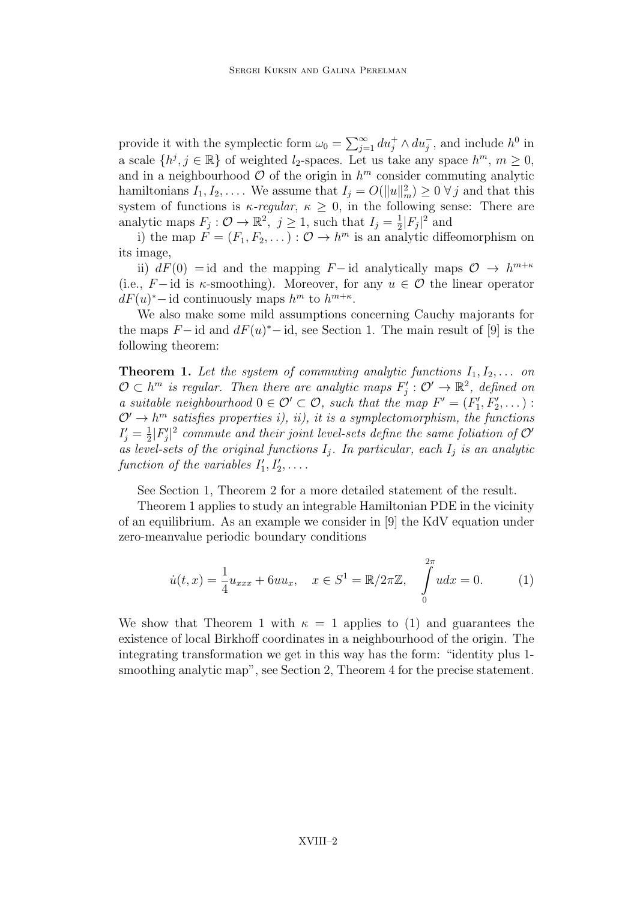provide it with the symplectic form $\omega_0 = \sum_{j=1}^{\infty} du_j^+ \wedge du_j^-$, and include $h^0$ in a scale $\{h^j, j \in \mathbb{R}\}$ of weighted $l_2$-spaces. Let us take any space $h^m$, $m \geq 0$, and in a neighbourhood $\mathcal{O}$ of the origin in $h^m$ consider commuting analytic hamiltonians $I_1, I_2, \dots$. We assume that $I_j = O(\|u\|_m^2) \geq 0 \; \forall j$ and that this system of functions is *$\kappa$-regular*, $\kappa \geq 0$, in the following sense: There are analytic maps $F_j : \mathcal{O} \to \mathbb{R}^2$, $j \geq 1$, such that $I_j = \frac{1}{2}|F_j|^2$ and

i) the map $F = (F_1, F_2, \dots) : \mathcal{O} \to h^m$ is an analytic diffeomorphism on its image,

ii) $dF(0) = \text{id}$ and the mapping $F-\text{id}$ analytically maps $\mathcal{O} \to h^{m+\kappa}$ (i.e., $F-\text{id}$ is $\kappa$-smoothing). Moreover, for any $u \in \mathcal{O}$ the linear operator $dF(u)^*-\text{id}$ continuously maps $h^m$ to $h^{m+\kappa}$.

We also make some mild assumptions concerning Cauchy majorants for the maps $F-\text{id}$ and $dF(u)^*-\text{id}$, see Section 1. The main result of [9] is the following theorem:

**Theorem 1.** *Let the system of commuting analytic functions $I_1, I_2, \dots$ on $\mathcal{O} \subset h^m$ is regular. Then there are analytic maps $F'_j : \mathcal{O}' \to \mathbb{R}^2$, defined on a suitable neighbourhood $0 \in \mathcal{O}' \subset \mathcal{O}$, such that the map $F' = (F'_1, F'_2, \dots) : \mathcal{O}' \to h^m$ satisfies properties i), ii), it is a symplectomorphism, the functions $I'_j = \frac{1}{2}|F'_j|^2$ commute and their joint level-sets define the same foliation of $\mathcal{O}'$ as level-sets of the original functions $I_j$. In particular, each $I_j$ is an analytic function of the variables $I'_1, I'_2, \dots$.*

See Section 1, Theorem 2 for a more detailed statement of the result.

Theorem 1 applies to study an integrable Hamiltonian PDE in the vicinity of an equilibrium. As an example we consider in [9] the KdV equation under zero-meanvalue periodic boundary conditions

$$\dot{u}(t,x) = \frac{1}{4}u_{xxx} + 6uu_x, \quad x \in S^1 = \mathbb{R}/2\pi\mathbb{Z}, \quad \int_0^{2\pi} u\,dx = 0. \tag{1}$$

We show that Theorem 1 with $\kappa = 1$ applies to (1) and guarantees the existence of local Birkhoff coordinates in a neighbourhood of the origin. The integrating transformation we get in this way has the form: "identity plus 1-smoothing analytic map", see Section 2, Theorem 4 for the precise statement.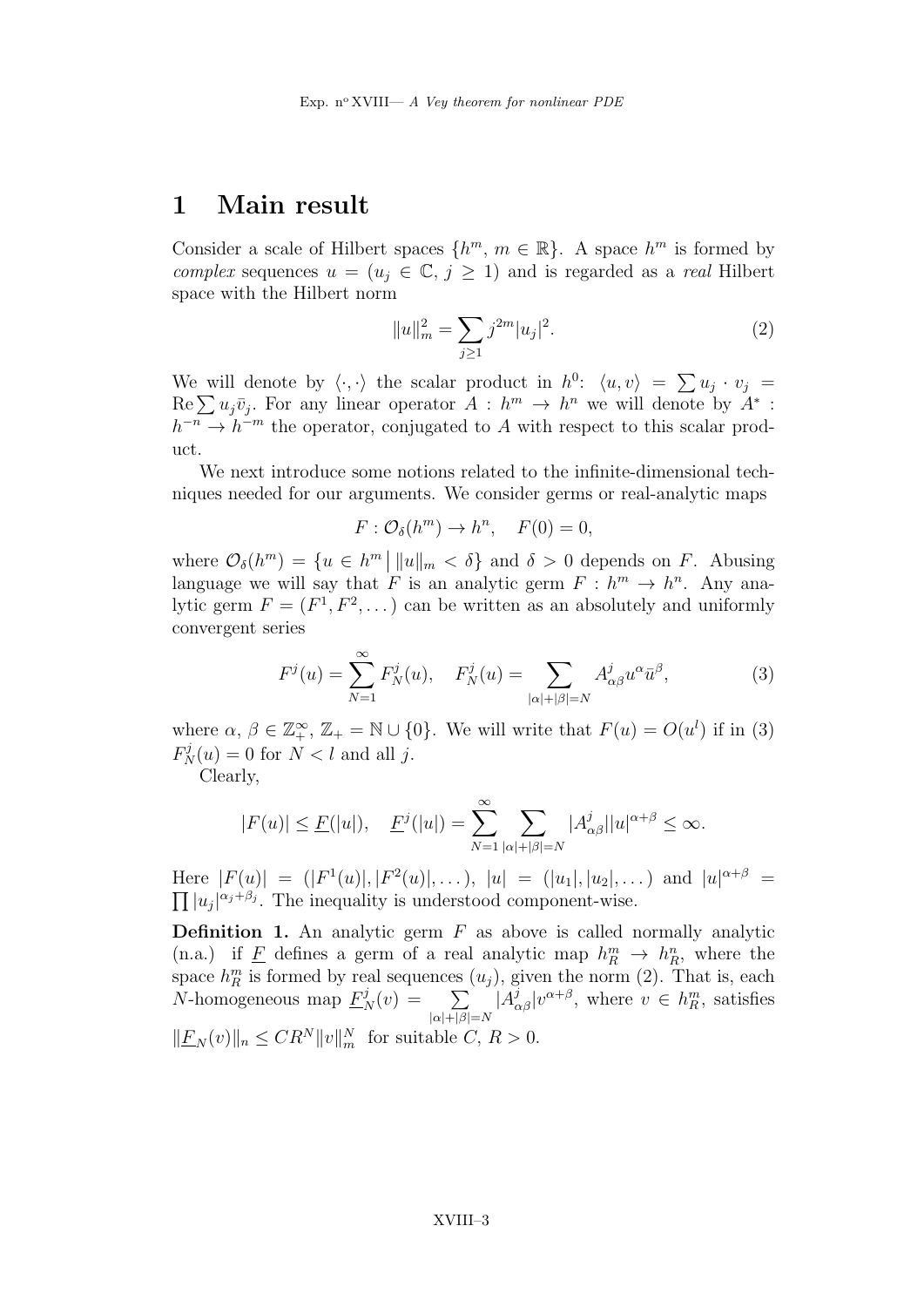# 1 Main result

Consider a scale of Hilbert spaces $\{h^m,\ m \in \mathbb{R}\}$. A space $h^m$ is formed by *complex* sequences $u = (u_j \in \mathbb{C},\ j \geq 1)$ and is regarded as a *real* Hilbert space with the Hilbert norm

$$\|u\|_m^2 = \sum_{j \geq 1} j^{2m} |u_j|^2. \tag{2}$$

We will denote by $\langle \cdot, \cdot \rangle$ the scalar product in $h^0$: $\langle u, v \rangle = \sum u_j \cdot v_j = \operatorname{Re} \sum u_j \bar{v}_j$. For any linear operator $A : h^m \to h^n$ we will denote by $A^* : h^{-n} \to h^{-m}$ the operator, conjugated to $A$ with respect to this scalar product.

We next introduce some notions related to the infinite-dimensional techniques needed for our arguments. We consider germs or real-analytic maps

$$F : \mathcal{O}_\delta(h^m) \to h^n, \quad F(0) = 0,$$

where $\mathcal{O}_\delta(h^m) = \{u \in h^m \mid \|u\|_m < \delta\}$ and $\delta > 0$ depends on $F$. Abusing language we will say that $F$ is an analytic germ $F : h^m \to h^n$. Any analytic germ $F = (F^1, F^2, \dots)$ can be written as an absolutely and uniformly convergent series

$$F^j(u) = \sum_{N=1}^{\infty} F_N^j(u), \quad F_N^j(u) = \sum_{|\alpha|+|\beta|=N} A_{\alpha\beta}^j u^\alpha \bar{u}^\beta, \tag{3}$$

where $\alpha,\ \beta \in \mathbb{Z}_+^\infty$, $\mathbb{Z}_+ = \mathbb{N} \cup \{0\}$. We will write that $F(u) = O(u^l)$ if in (3) $F_N^j(u) = 0$ for $N < l$ and all $j$.

Clearly,

$$|F(u)| \leq \underline{F}(|u|), \quad \underline{F}^j(|u|) = \sum_{N=1}^{\infty} \sum_{|\alpha|+|\beta|=N} |A_{\alpha\beta}^j| |u|^{\alpha+\beta} \leq \infty.$$

Here $|F(u)| = (|F^1(u)|, |F^2(u)|, \dots)$, $|u| = (|u_1|, |u_2|, \dots)$ and $|u|^{\alpha+\beta} = \prod |u_j|^{\alpha_j+\beta_j}$. The inequality is understood component-wise.

**Definition 1.** An analytic germ $F$ as above is called normally analytic (n.a.) if $\underline{F}$ defines a germ of a real analytic map $h_R^m \to h_R^n$, where the space $h_R^m$ is formed by real sequences $(u_j)$, given the norm (2). That is, each $N$-homogeneous map $\underline{F}_N^j(v) = \sum_{|\alpha|+|\beta|=N} |A_{\alpha\beta}^j| v^{\alpha+\beta}$, where $v \in h_R^m$, satisfies $\|\underline{F}_N(v)\|_n \leq C R^N \|v\|_m^N$ for suitable $C,\ R > 0$.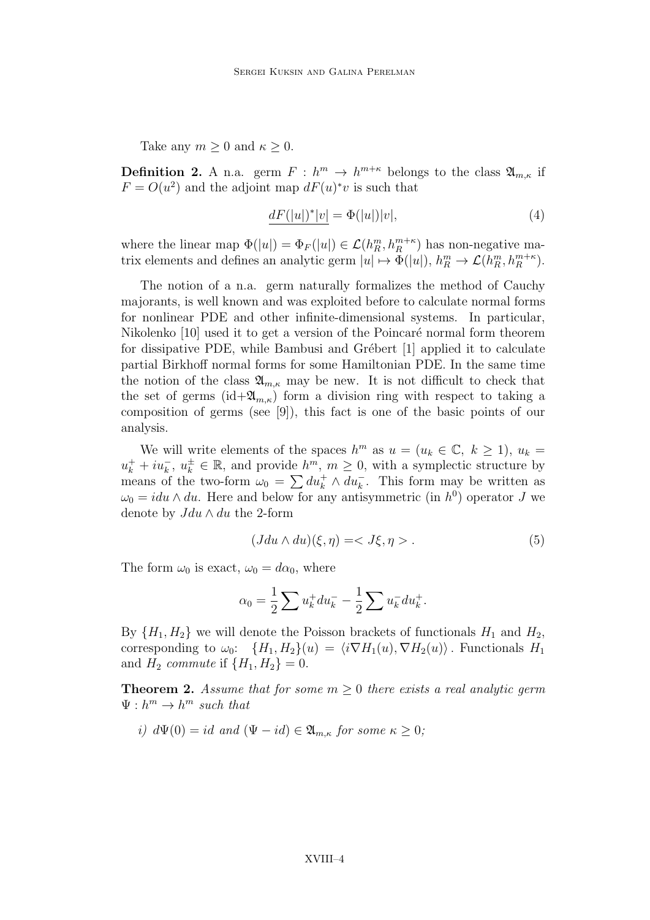Take any $m \geq 0$ and $\kappa \geq 0$.

**Definition 2.** A n.a. germ $F : h^m \to h^{m+\kappa}$ belongs to the class $\mathfrak{A}_{m,\kappa}$ if $F = O(u^2)$ and the adjoint map $dF(u)^*v$ is such that

$$\underline{dF(|u|)^*|v|} = \Phi(|u|)|v|, \tag{4}$$

where the linear map $\Phi(|u|) = \Phi_F(|u|) \in \mathcal{L}(h^m_R, h^{m+\kappa}_R)$ has non-negative matrix elements and defines an analytic germ $|u| \mapsto \Phi(|u|)$, $h^m_R \to \mathcal{L}(h^m_R, h^{m+\kappa}_R)$.

The notion of a n.a. germ naturally formalizes the method of Cauchy majorants, is well known and was exploited before to calculate normal forms for nonlinear PDE and other infinite-dimensional systems. In particular, Nikolenko [10] used it to get a version of the Poincaré normal form theorem for dissipative PDE, while Bambusi and Grébert [1] applied it to calculate partial Birkhoff normal forms for some Hamiltonian PDE. In the same time the notion of the class $\mathfrak{A}_{m,\kappa}$ may be new. It is not difficult to check that the set of germs $(\mathrm{id}+\mathfrak{A}_{m,\kappa})$ form a division ring with respect to taking a composition of germs (see [9]), this fact is one of the basic points of our analysis.

We will write elements of the spaces $h^m$ as $u = (u_k \in \mathbb{C},\ k \geq 1)$, $u_k = u_k^+ + iu_k^-$, $u_k^\pm \in \mathbb{R}$, and provide $h^m$, $m \geq 0$, with a symplectic structure by means of the two-form $\omega_0 = \sum du_k^+ \wedge du_k^-$. This form may be written as $\omega_0 = i du \wedge du$. Here and below for any antisymmetric (in $h^0$) operator $J$ we denote by $J du \wedge du$ the 2-form

$$(J du \wedge du)(\xi, \eta) = < J\xi, \eta > . \tag{5}$$

The form $\omega_0$ is exact, $\omega_0 = d\alpha_0$, where

$$\alpha_0 = \frac{1}{2} \sum u_k^+ du_k^- - \frac{1}{2} \sum u_k^- du_k^+ .$$

By $\{H_1, H_2\}$ we will denote the Poisson brackets of functionals $H_1$ and $H_2$, corresponding to $\omega_0$: $\{H_1, H_2\}(u) = \langle i\nabla H_1(u), \nabla H_2(u)\rangle$. Functionals $H_1$ and $H_2$ *commute* if $\{H_1, H_2\} = 0$.

**Theorem 2.** *Assume that for some $m \geq 0$ there exists a real analytic germ $\Psi : h^m \to h^m$ such that*

*i) $d\Psi(0) = id$ and $(\Psi - id) \in \mathfrak{A}_{m,\kappa}$ for some $\kappa \geq 0$;*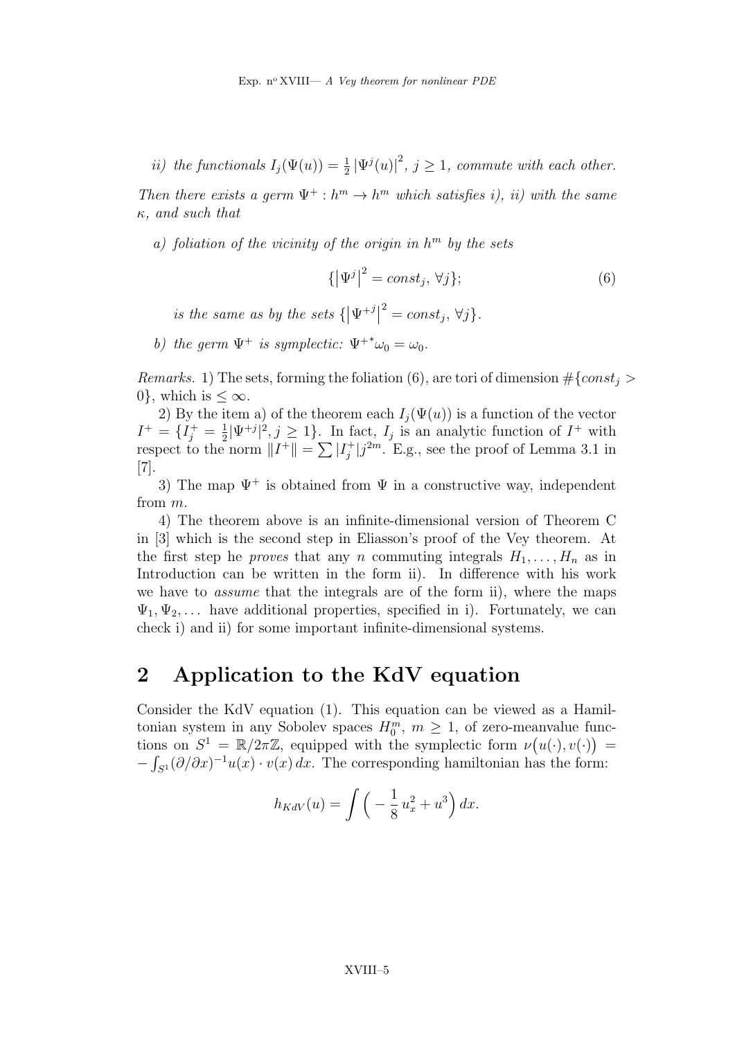*ii) the functionals $I_j(\Psi(u)) = \frac{1}{2}\left|\Psi^j(u)\right|^2$, $j \geq 1$, commute with each other.*

*Then there exists a germ $\Psi^+ : h^m \to h^m$ which satisfies i), ii) with the same $\kappa$, and such that*

*a) foliation of the vicinity of the origin in $h^m$ by the sets*

$$\{\left|\Psi^j\right|^2 = const_j,\ \forall j\}; \tag{6}$$

*is the same as by the sets $\{\left|\Psi^{+j}\right|^2 = const_j,\ \forall j\}$.*

*b) the germ $\Psi^+$ is symplectic: ${\Psi^+}^*\omega_0 = \omega_0$.*

*Remarks.* 1) The sets, forming the foliation (6), are tori of dimension $\#\{const_j > 0\}$, which is $\leq \infty$.

2) By the item a) of the theorem each $I_j(\Psi(u))$ is a function of the vector $I^+ = \{I_j^+ = \frac{1}{2}|\Psi^{+j}|^2, j \geq 1\}$. In fact, $I_j$ is an analytic function of $I^+$ with respect to the norm $\|I^+\| = \sum |I_j^+| j^{2m}$. E.g., see the proof of Lemma 3.1 in [7].

3) The map $\Psi^+$ is obtained from $\Psi$ in a constructive way, independent from $m$.

4) The theorem above is an infinite-dimensional version of Theorem C in [3] which is the second step in Eliasson's proof of the Vey theorem. At the first step he *proves* that any $n$ commuting integrals $H_1, \ldots, H_n$ as in Introduction can be written in the form ii). In difference with his work we have to *assume* that the integrals are of the form ii), where the maps $\Psi_1, \Psi_2, \ldots$ have additional properties, specified in i). Fortunately, we can check i) and ii) for some important infinite-dimensional systems.

## 2 Application to the KdV equation

Consider the KdV equation (1). This equation can be viewed as a Hamiltonian system in any Sobolev spaces $H_0^m$, $m \geq 1$, of zero-meanvalue functions on $S^1 = \mathbb{R}/2\pi\mathbb{Z}$, equipped with the symplectic form $\nu\big(u(\cdot), v(\cdot)\big) = -\int_{S^1} (\partial/\partial x)^{-1} u(x) \cdot v(x)\, dx$. The corresponding hamiltonian has the form:

$$h_{KdV}(u) = \int \Big( -\frac{1}{8}\, u_x^2 + u^3 \Big)\, dx.$$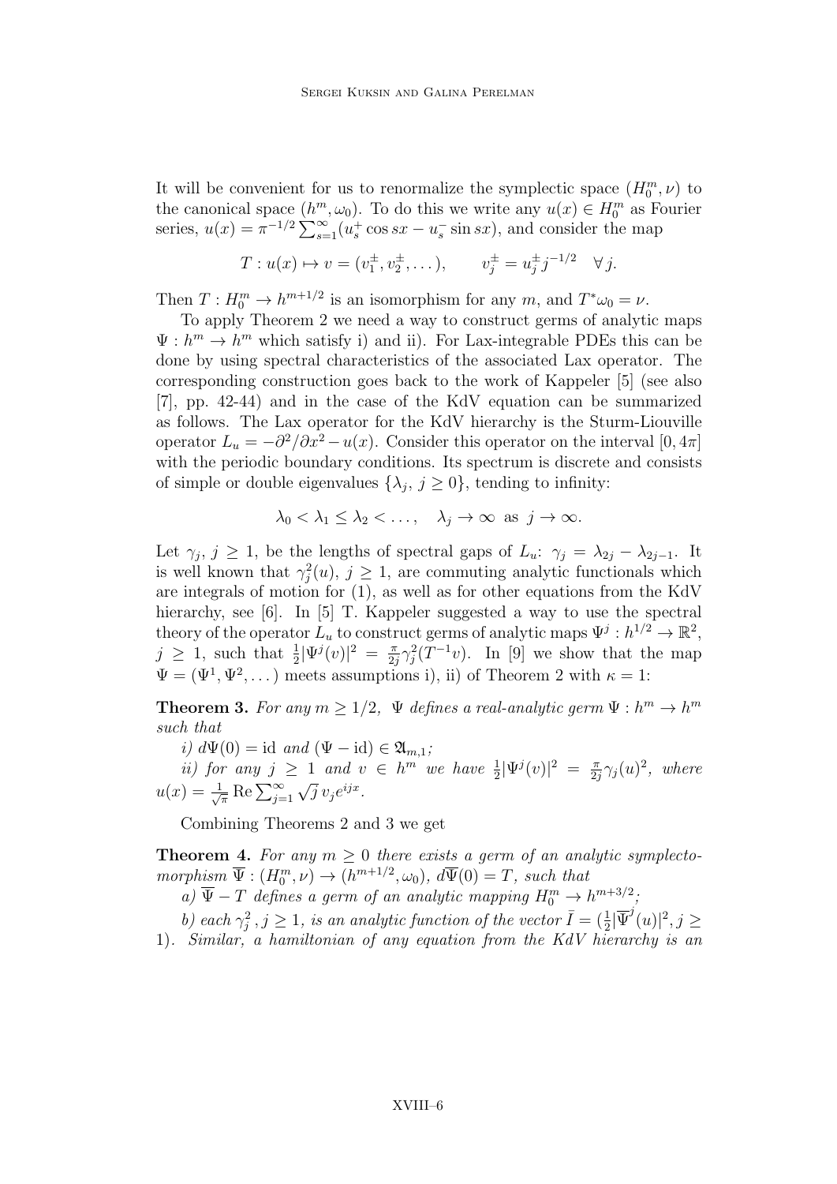It will be convenient for us to renormalize the symplectic space $(H_0^m, \nu)$ to the canonical space $(h^m, \omega_0)$. To do this we write any $u(x) \in H_0^m$ as Fourier series, $u(x) = \pi^{-1/2} \sum_{s=1}^{\infty} (u_s^+ \cos sx - u_s^- \sin sx)$, and consider the map

$$T : u(x) \mapsto v = (v_1^\pm, v_2^\pm, \dots), \qquad v_j^\pm = u_j^\pm j^{-1/2} \quad \forall\, j.$$

Then $T : H_0^m \to h^{m+1/2}$ is an isomorphism for any $m$, and $T^* \omega_0 = \nu$.

To apply Theorem 2 we need a way to construct germs of analytic maps $\Psi : h^m \to h^m$ which satisfy i) and ii). For Lax-integrable PDEs this can be done by using spectral characteristics of the associated Lax operator. The corresponding construction goes back to the work of Kappeler [5] (see also [7], pp. 42-44) and in the case of the KdV equation can be summarized as follows. The Lax operator for the KdV hierarchy is the Sturm-Liouville operator $L_u = -\partial^2/\partial x^2 - u(x)$. Consider this operator on the interval $[0, 4\pi]$ with the periodic boundary conditions. Its spectrum is discrete and consists of simple or double eigenvalues $\{\lambda_j,\ j \geq 0\}$, tending to infinity:

$$\lambda_0 < \lambda_1 \leq \lambda_2 < \dots, \quad \lambda_j \to \infty \ \text{ as } \ j \to \infty.$$

Let $\gamma_j$, $j \geq 1$, be the lengths of spectral gaps of $L_u$: $\gamma_j = \lambda_{2j} - \lambda_{2j-1}$. It is well known that $\gamma_j^2(u)$, $j \geq 1$, are commuting analytic functionals which are integrals of motion for (1), as well as for other equations from the KdV hierarchy, see [6]. In [5] T. Kappeler suggested a way to use the spectral theory of the operator $L_u$ to construct germs of analytic maps $\Psi^j : h^{1/2} \to \mathbb{R}^2$, $j \geq 1$, such that $\frac{1}{2}|\Psi^j(v)|^2 = \frac{\pi}{2j}\gamma_j^2(T^{-1}v)$. In [9] we show that the map $\Psi = (\Psi^1, \Psi^2, \dots)$ meets assumptions i), ii) of Theorem 2 with $\kappa = 1$:

**Theorem 3.** *For any $m \geq 1/2$, $\Psi$ defines a real-analytic germ $\Psi : h^m \to h^m$ such that*

*i) $d\Psi(0) = \mathrm{id}$ and $(\Psi - \mathrm{id}) \in \mathfrak{A}_{m,1}$;*

*ii) for any $j \geq 1$ and $v \in h^m$ we have $\frac{1}{2}|\Psi^j(v)|^2 = \frac{\pi}{2j}\gamma_j(u)^2$, where $u(x) = \frac{1}{\sqrt{\pi}} \operatorname{Re} \sum_{j=1}^{\infty} \sqrt{j}\, v_j e^{ijx}$.*

Combining Theorems 2 and 3 we get

**Theorem 4.** *For any $m \geq 0$ there exists a germ of an analytic symplectomorphism $\overline{\Psi} : (H_0^m, \nu) \to (h^{m+1/2}, \omega_0)$, $d\overline{\Psi}(0) = T$, such that*

*a) $\overline{\Psi} - T$ defines a germ of an analytic mapping $H_0^m \to h^{m+3/2}$;*

*b) each $\gamma_j^2$, $j \geq 1$, is an analytic function of the vector $\bar{I} = (\frac{1}{2}|\overline{\Psi}^j(u)|^2, j \geq 1)$. Similar, a hamiltonian of any equation from the KdV hierarchy is an*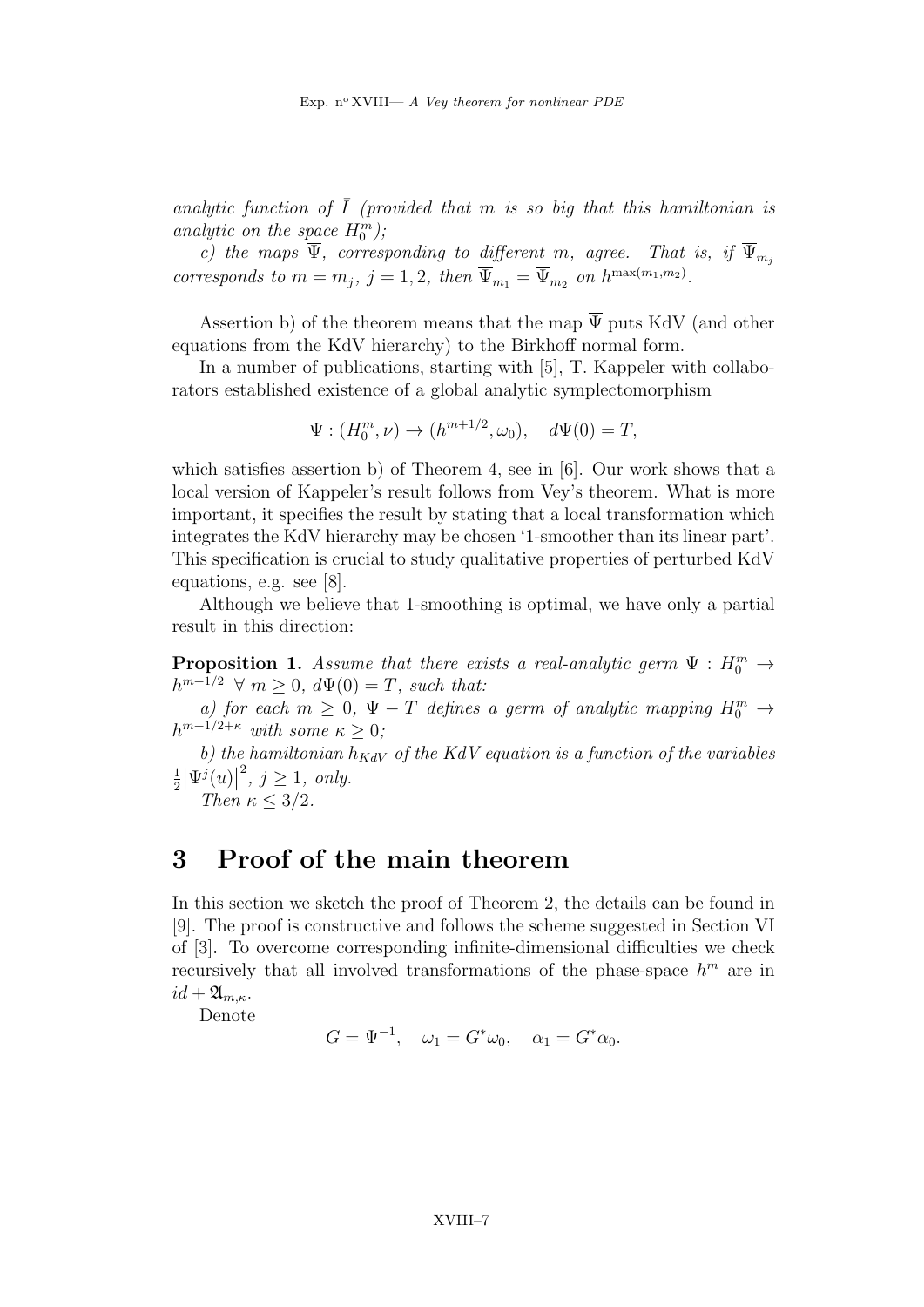*analytic function of $\bar{I}$ (provided that $m$ is so big that this hamiltonian is analytic on the space $H_0^m$);*

*c) the maps $\overline{\Psi}$, corresponding to different $m$, agree. That is, if $\overline{\Psi}_{m_j}$ corresponds to $m = m_j$, $j = 1, 2$, then $\overline{\Psi}_{m_1} = \overline{\Psi}_{m_2}$ on $h^{\max(m_1,m_2)}$.*

Assertion b) of the theorem means that the map $\overline{\Psi}$ puts KdV (and other equations from the KdV hierarchy) to the Birkhoff normal form.

In a number of publications, starting with [5], T. Kappeler with collaborators established existence of a global analytic symplectomorphism

$$\Psi : (H_0^m, \nu) \to (h^{m+1/2}, \omega_0), \quad d\Psi(0) = T,$$

which satisfies assertion b) of Theorem 4, see in [6]. Our work shows that a local version of Kappeler's result follows from Vey's theorem. What is more important, it specifies the result by stating that a local transformation which integrates the KdV hierarchy may be chosen '1-smoother than its linear part'. This specification is crucial to study qualitative properties of perturbed KdV equations, e.g. see [8].

Although we believe that 1-smoothing is optimal, we have only a partial result in this direction:

**Proposition 1.** *Assume that there exists a real-analytic germ $\Psi : H_0^m \to h^{m+1/2}$ $\forall\ m \geq 0$, $d\Psi(0) = T$, such that:*

*a) for each $m \geq 0$, $\Psi - T$ defines a germ of analytic mapping $H_0^m \to h^{m+1/2+\kappa}$ with some $\kappa \geq 0$;*

*b) the hamiltonian $h_{KdV}$ of the KdV equation is a function of the variables $\frac{1}{2}\left|\Psi^j(u)\right|^2$, $j \geq 1$, only.*

*Then $\kappa \leq 3/2$.*

## 3 Proof of the main theorem

In this section we sketch the proof of Theorem 2, the details can be found in [9]. The proof is constructive and follows the scheme suggested in Section VI of [3]. To overcome corresponding infinite-dimensional difficulties we check recursively that all involved transformations of the phase-space $h^m$ are in $id + \mathfrak{A}_{m,\kappa}$.

Denote

$$G = \Psi^{-1}, \quad \omega_1 = G^*\omega_0, \quad \alpha_1 = G^*\alpha_0.$$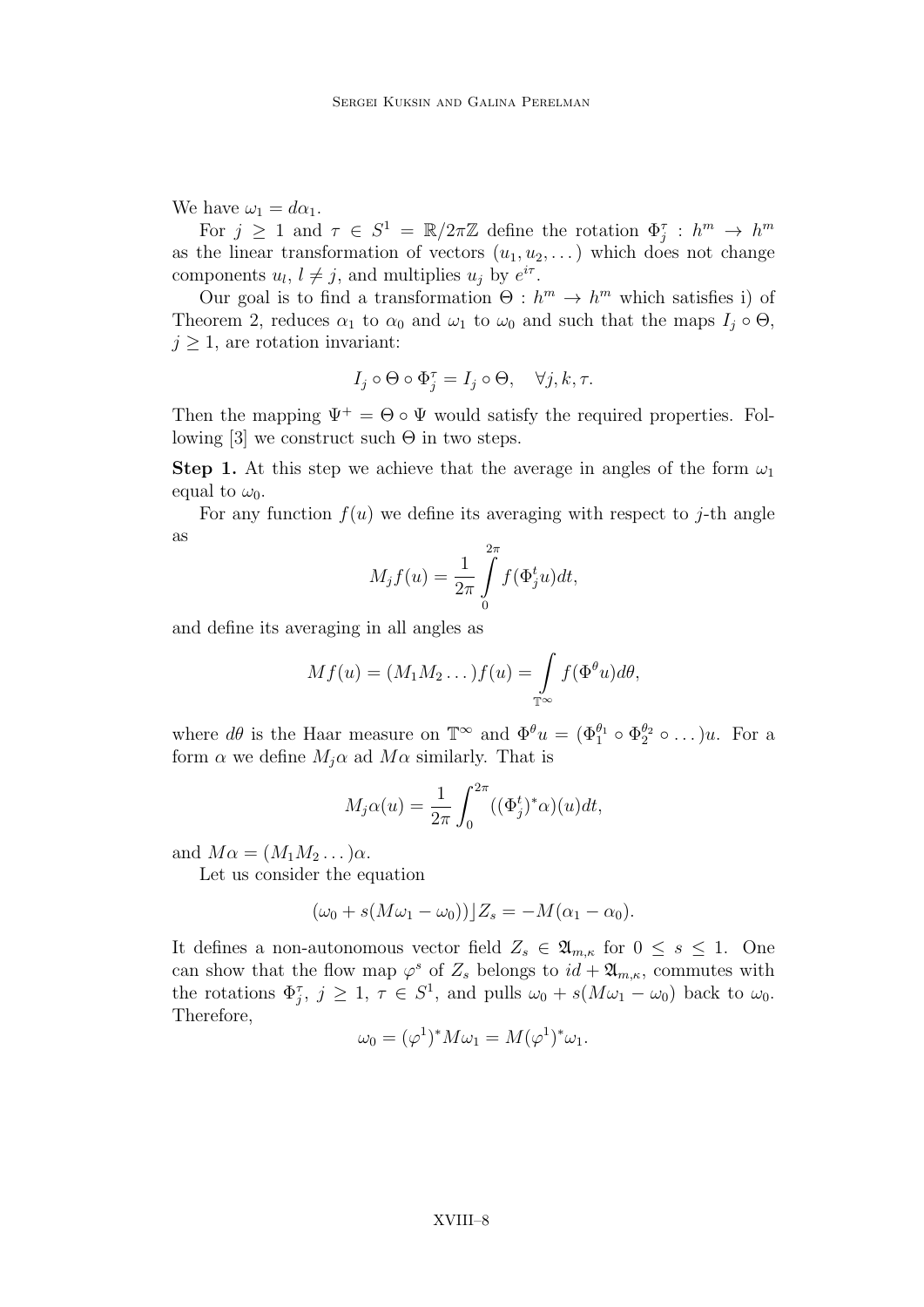We have $\omega_1 = d\alpha_1$.

For $j \geq 1$ and $\tau \in S^1 = \mathbb{R}/2\pi\mathbb{Z}$ define the rotation $\Phi_j^\tau : h^m \to h^m$ as the linear transformation of vectors $(u_1, u_2, \dots)$ which does not change components $u_l$, $l \neq j$, and multiplies $u_j$ by $e^{i\tau}$.

Our goal is to find a transformation $\Theta : h^m \to h^m$ which satisfies i) of Theorem 2, reduces $\alpha_1$ to $\alpha_0$ and $\omega_1$ to $\omega_0$ and such that the maps $I_j \circ \Theta$, $j \geq 1$, are rotation invariant:

$$I_j \circ \Theta \circ \Phi_j^\tau = I_j \circ \Theta, \quad \forall j, k, \tau.$$

Then the mapping $\Psi^+ = \Theta \circ \Psi$ would satisfy the required properties. Following [3] we construct such $\Theta$ in two steps.

**Step 1.** At this step we achieve that the average in angles of the form $\omega_1$ equal to $\omega_0$.

For any function $f(u)$ we define its averaging with respect to $j$-th angle as

$$M_j f(u) = \frac{1}{2\pi} \int_0^{2\pi} f(\Phi_j^t u) dt,$$

and define its averaging in all angles as

$$M f(u) = (M_1 M_2 \dots) f(u) = \int_{\mathbb{T}^\infty} f(\Phi^\theta u) d\theta,$$

where $d\theta$ is the Haar measure on $\mathbb{T}^\infty$ and $\Phi^\theta u = (\Phi_1^{\theta_1} \circ \Phi_2^{\theta_2} \circ \dots) u$. For a form $\alpha$ we define $M_j \alpha$ ad $M\alpha$ similarly. That is

$$M_j \alpha(u) = \frac{1}{2\pi} \int_0^{2\pi} ((\Phi_j^t)^* \alpha)(u) dt,$$

and $M\alpha = (M_1 M_2 \dots)\alpha$.

Let us consider the equation

$$(\omega_0 + s(M\omega_1 - \omega_0)) \rfloor Z_s = -M(\alpha_1 - \alpha_0).$$

It defines a non-autonomous vector field $Z_s \in \mathfrak{A}_{m,\kappa}$ for $0 \leq s \leq 1$. One can show that the flow map $\varphi^s$ of $Z_s$ belongs to $id + \mathfrak{A}_{m,\kappa}$, commutes with the rotations $\Phi_j^\tau$, $j \geq 1$, $\tau \in S^1$, and pulls $\omega_0 + s(M\omega_1 - \omega_0)$ back to $\omega_0$. Therefore,

$$\omega_0 = (\varphi^1)^* M\omega_1 = M(\varphi^1)^* \omega_1.$$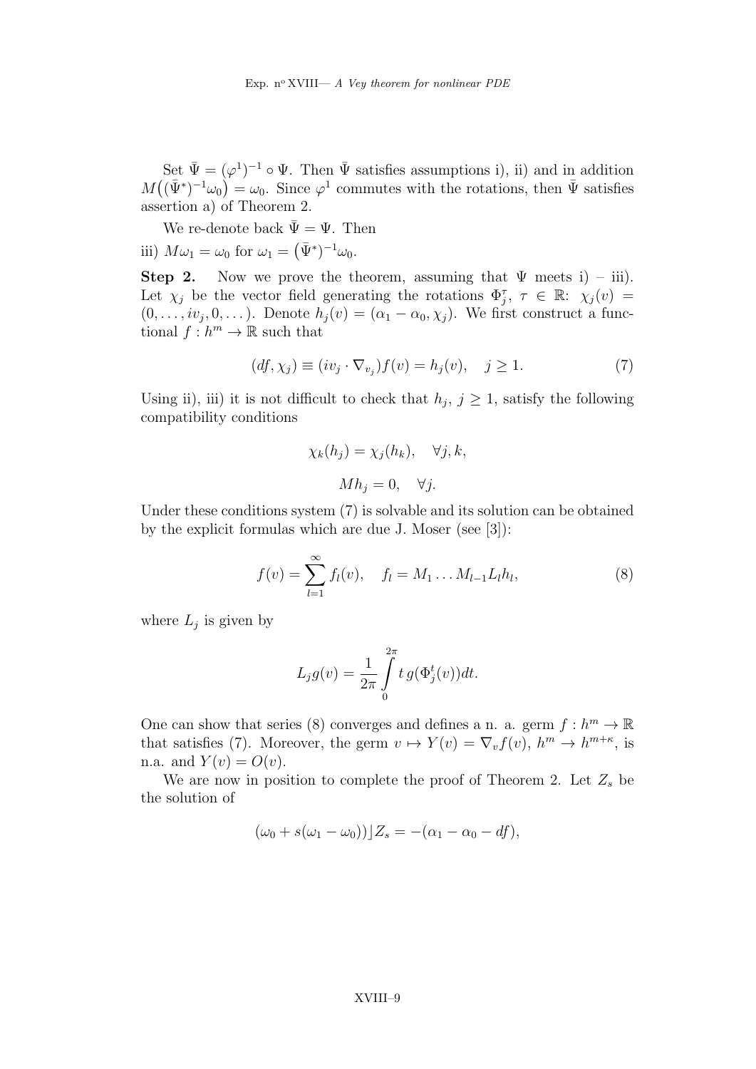Set $\bar{\Psi} = (\varphi^1)^{-1} \circ \Psi$. Then $\bar{\Psi}$ satisfies assumptions i), ii) and in addition $M\big((\bar{\Psi}^*)^{-1}\omega_0\big) = \omega_0$. Since $\varphi^1$ commutes with the rotations, then $\bar{\Psi}$ satisfies assertion a) of Theorem 2.

We re-denote back $\bar{\Psi} = \Psi$. Then

iii) $M\omega_1 = \omega_0$ for $\omega_1 = \big(\bar{\Psi}^*\big)^{-1}\omega_0$.

**Step 2.** Now we prove the theorem, assuming that $\Psi$ meets i) – iii). Let $\chi_j$ be the vector field generating the rotations $\Phi_j^\tau$, $\tau \in \mathbb{R}$: $\chi_j(v) = (0, \dots, iv_j, 0, \dots)$. Denote $h_j(v) = (\alpha_1 - \alpha_0, \chi_j)$. We first construct a functional $f : h^m \to \mathbb{R}$ such that

$$(df, \chi_j) \equiv (iv_j \cdot \nabla_{v_j}) f(v) = h_j(v), \quad j \geq 1. \tag{7}$$

Using ii), iii) it is not difficult to check that $h_j$, $j \geq 1$, satisfy the following compatibility conditions

$$\chi_k(h_j) = \chi_j(h_k), \quad \forall j, k,$$

$$M h_j = 0, \quad \forall j.$$

Under these conditions system (7) is solvable and its solution can be obtained by the explicit formulas which are due J. Moser (see [3]):

$$f(v) = \sum_{l=1}^{\infty} f_l(v), \quad f_l = M_1 \dots M_{l-1} L_l h_l, \tag{8}$$

where $L_j$ is given by

$$L_j g(v) = \frac{1}{2\pi} \int_0^{2\pi} t \, g(\Phi_j^t(v)) dt.$$

One can show that series (8) converges and defines a n. a. germ $f : h^m \to \mathbb{R}$ that satisfies (7). Moreover, the germ $v \mapsto Y(v) = \nabla_v f(v)$, $h^m \to h^{m+\kappa}$, is n.a. and $Y(v) = O(v)$.

We are now in position to complete the proof of Theorem 2. Let $Z_s$ be the solution of

$$(\omega_0 + s(\omega_1 - \omega_0)) \rfloor Z_s = -(\alpha_1 - \alpha_0 - df),$$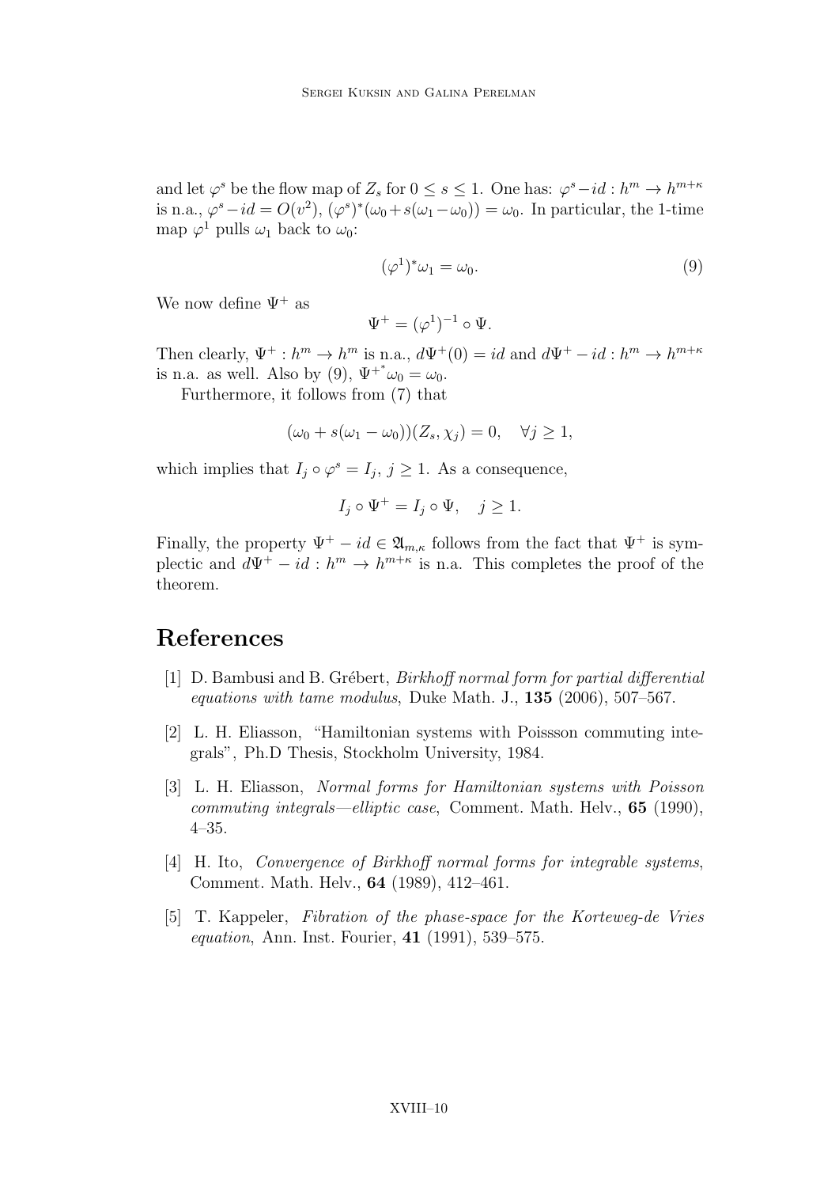and let $\varphi^s$ be the flow map of $Z_s$ for $0 \le s \le 1$. One has: $\varphi^s - id : h^m \to h^{m+\kappa}$ is n.a., $\varphi^s - id = O(v^2)$, $(\varphi^s)^*(\omega_0 + s(\omega_1 - \omega_0)) = \omega_0$. In particular, the 1-time map $\varphi^1$ pulls $\omega_1$ back to $\omega_0$:

$$(\varphi^1)^*\omega_1 = \omega_0. \tag{9}$$

We now define $\Psi^+$ as

$$\Psi^+ = (\varphi^1)^{-1} \circ \Psi.$$

Then clearly, $\Psi^+ : h^m \to h^m$ is n.a., $d\Psi^+(0) = id$ and $d\Psi^+ - id : h^m \to h^{m+\kappa}$ is n.a. as well. Also by (9), ${\Psi^+}^*\omega_0 = \omega_0$.

Furthermore, it follows from (7) that

$$(\omega_0 + s(\omega_1 - \omega_0))(Z_s, \chi_j) = 0, \quad \forall j \ge 1,$$

which implies that $I_j \circ \varphi^s = I_j$, $j \ge 1$. As a consequence,

$$I_j \circ \Psi^+ = I_j \circ \Psi, \quad j \ge 1.$$

Finally, the property $\Psi^+ - id \in \mathfrak{A}_{m,\kappa}$ follows from the fact that $\Psi^+$ is symplectic and $d\Psi^+ - id : h^m \to h^{m+\kappa}$ is n.a. This completes the proof of the theorem.

## References

[1] D. Bambusi and B. Grébert, *Birkhoff normal form for partial differential equations with tame modulus*, Duke Math. J., **135** (2006), 507–567.

[2] L. H. Eliasson, "Hamiltonian systems with Poissson commuting integrals", Ph.D Thesis, Stockholm University, 1984.

[3] L. H. Eliasson, *Normal forms for Hamiltonian systems with Poisson commuting integrals—elliptic case*, Comment. Math. Helv., **65** (1990), 4–35.

[4] H. Ito, *Convergence of Birkhoff normal forms for integrable systems*, Comment. Math. Helv., **64** (1989), 412–461.

[5] T. Kappeler, *Fibration of the phase-space for the Korteweg-de Vries equation*, Ann. Inst. Fourier, **41** (1991), 539–575.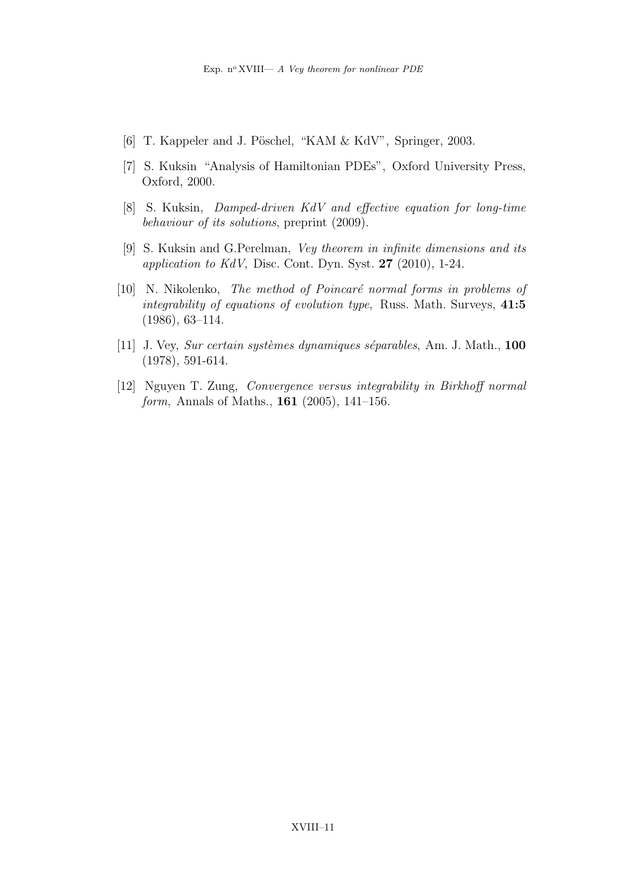[6] T. Kappeler and J. Pöschel, "KAM & KdV", Springer, 2003.

[7] S. Kuksin "Analysis of Hamiltonian PDEs", Oxford University Press, Oxford, 2000.

[8] S. Kuksin, *Damped-driven KdV and effective equation for long-time behaviour of its solutions*, preprint (2009).

[9] S. Kuksin and G.Perelman, *Vey theorem in infinite dimensions and its application to KdV*, Disc. Cont. Dyn. Syst. **27** (2010), 1-24.

[10] N. Nikolenko, *The method of Poincaré normal forms in problems of integrability of equations of evolution type*, Russ. Math. Surveys, **41:5** (1986), 63–114.

[11] J. Vey, *Sur certain systèmes dynamiques séparables*, Am. J. Math., **100** (1978), 591-614.

[12] Nguyen T. Zung, *Convergence versus integrability in Birkhoff normal form*, Annals of Maths., **161** (2005), 141–156.